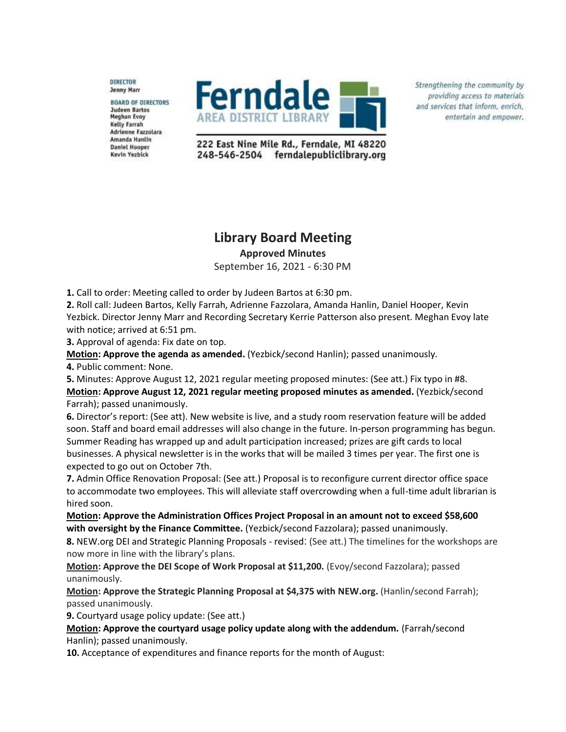DIRECTOR
Jenny Marr

BOARD OF DIRECTORS
Judeen Bartos
Meghan Evoy
Kelly Farrah
Adrienne Fazzolara
Amanda Hanlin
Daniel Hooper
Kevin Yezbick

**Ferndale**
AREA DISTRICT LIBRARY

222 East Nine Mile Rd., Ferndale, MI 48220
248-546-2504 ferndalepubliclibrary.org

*Strengthening the community by providing access to materials and services that inform, enrich, entertain and empower.*

# Library Board Meeting

**Approved Minutes**

September 16, 2021 - 6:30 PM

**1.** Call to order: Meeting called to order by Judeen Bartos at 6:30 pm.

**2.** Roll call: Judeen Bartos, Kelly Farrah, Adrienne Fazzolara, Amanda Hanlin, Daniel Hooper, Kevin Yezbick. Director Jenny Marr and Recording Secretary Kerrie Patterson also present. Meghan Evoy late with notice; arrived at 6:51 pm.

**3.** Approval of agenda: Fix date on top.

**Motion: Approve the agenda as amended.** (Yezbick/second Hanlin); passed unanimously.

**4.** Public comment: None.

**5.** Minutes: Approve August 12, 2021 regular meeting proposed minutes: (See att.) Fix typo in #8.

**Motion: Approve August 12, 2021 regular meeting proposed minutes as amended.** (Yezbick/second Farrah); passed unanimously.

**6.** Director's report: (See att). New website is live, and a study room reservation feature will be added soon. Staff and board email addresses will also change in the future. In-person programming has begun. Summer Reading has wrapped up and adult participation increased; prizes are gift cards to local businesses. A physical newsletter is in the works that will be mailed 3 times per year. The first one is expected to go out on October 7th.

**7.** Admin Office Renovation Proposal: (See att.) Proposal is to reconfigure current director office space to accommodate two employees. This will alleviate staff overcrowding when a full-time adult librarian is hired soon.

**Motion: Approve the Administration Offices Project Proposal in an amount not to exceed $58,600 with oversight by the Finance Committee.** (Yezbick/second Fazzolara); passed unanimously.

**8.** NEW.org DEI and Strategic Planning Proposals - revised: (See att.) The timelines for the workshops are now more in line with the library's plans.

**Motion: Approve the DEI Scope of Work Proposal at $11,200.** (Evoy/second Fazzolara); passed unanimously.

**Motion: Approve the Strategic Planning Proposal at $4,375 with NEW.org.** (Hanlin/second Farrah); passed unanimously.

**9.** Courtyard usage policy update: (See att.)

**Motion: Approve the courtyard usage policy update along with the addendum.** (Farrah/second Hanlin); passed unanimously.

**10.** Acceptance of expenditures and finance reports for the month of August: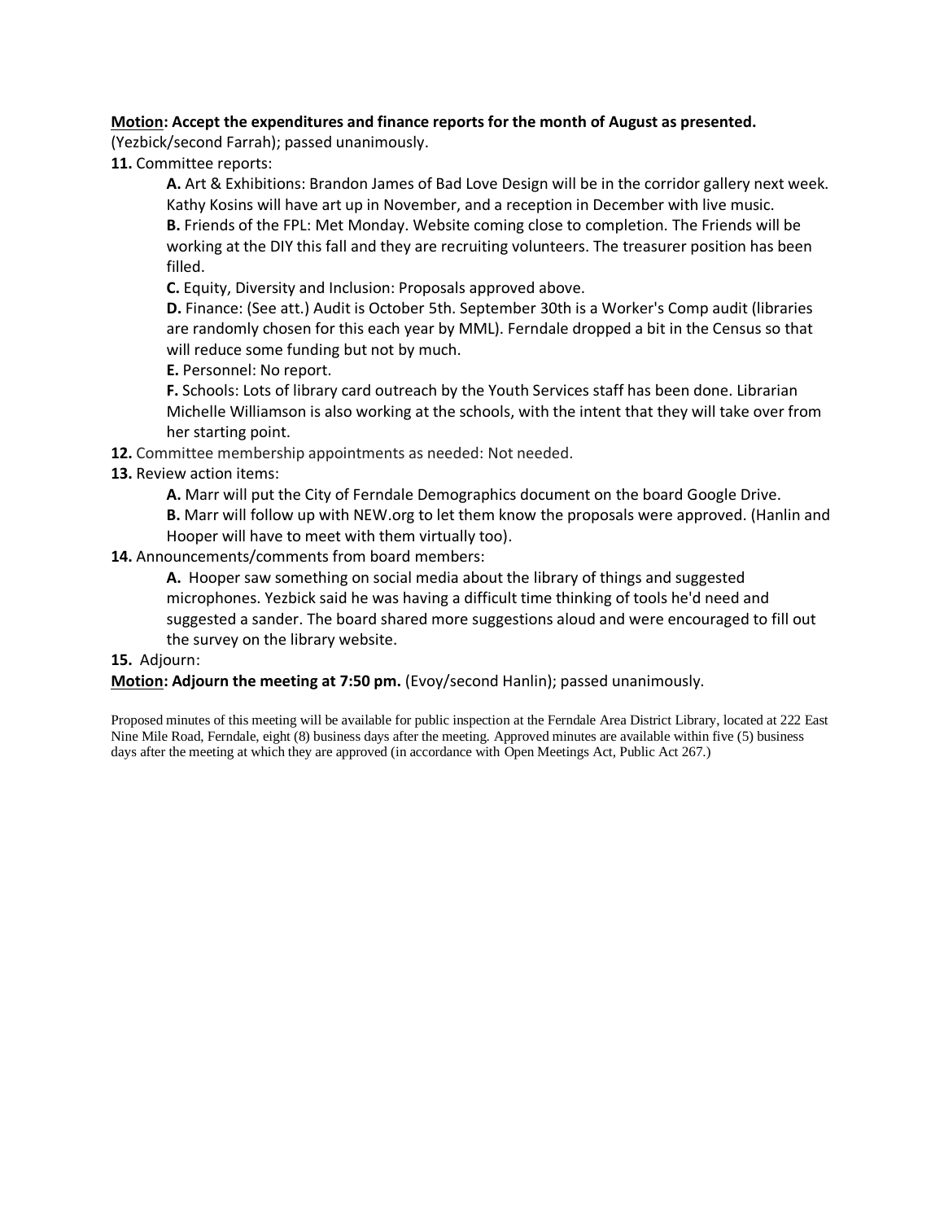**<u>Motion</u>: Accept the expenditures and finance reports for the month of August as presented.**
(Yezbick/second Farrah); passed unanimously.

**11.** Committee reports:

**A.** Art & Exhibitions: Brandon James of Bad Love Design will be in the corridor gallery next week. Kathy Kosins will have art up in November, and a reception in December with live music.

**B.** Friends of the FPL: Met Monday. Website coming close to completion. The Friends will be working at the DIY this fall and they are recruiting volunteers. The treasurer position has been filled.

**C.** Equity, Diversity and Inclusion: Proposals approved above.

**D.** Finance: (See att.) Audit is October 5th. September 30th is a Worker's Comp audit (libraries are randomly chosen for this each year by MML). Ferndale dropped a bit in the Census so that will reduce some funding but not by much.

**E.** Personnel: No report.

**F.** Schools: Lots of library card outreach by the Youth Services staff has been done. Librarian Michelle Williamson is also working at the schools, with the intent that they will take over from her starting point.

**12.** Committee membership appointments as needed: Not needed.

**13.** Review action items:

**A.** Marr will put the City of Ferndale Demographics document on the board Google Drive.

**B.** Marr will follow up with NEW.org to let them know the proposals were approved. (Hanlin and Hooper will have to meet with them virtually too).

**14.** Announcements/comments from board members:

**A.** Hooper saw something on social media about the library of things and suggested microphones. Yezbick said he was having a difficult time thinking of tools he'd need and suggested a sander. The board shared more suggestions aloud and were encouraged to fill out the survey on the library website.

**15.** Adjourn:

**<u>Motion</u>: Adjourn the meeting at 7:50 pm.** (Evoy/second Hanlin); passed unanimously.

Proposed minutes of this meeting will be available for public inspection at the Ferndale Area District Library, located at 222 East Nine Mile Road, Ferndale, eight (8) business days after the meeting. Approved minutes are available within five (5) business days after the meeting at which they are approved (in accordance with Open Meetings Act, Public Act 267.)